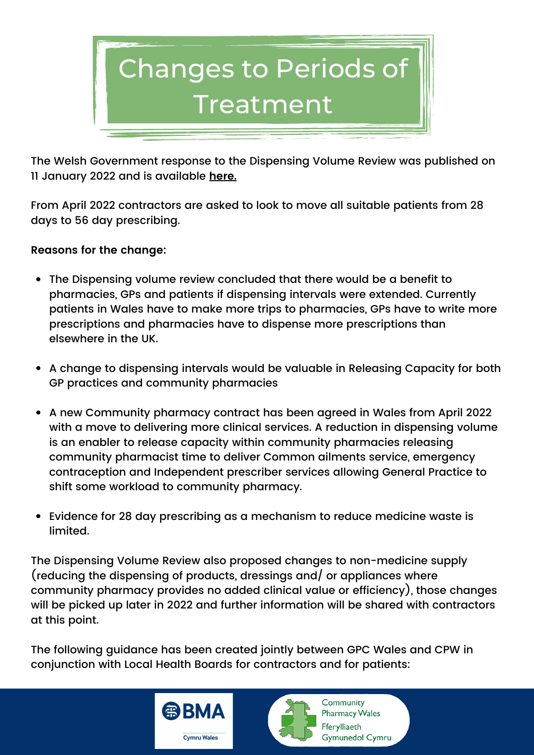# Changes to Periods of Treatment

The Welsh Government response to the Dispensing Volume Review was published on 11 January 2022 and is available **here.**

From April 2022 contractors are asked to look to move all suitable patients from 28 days to 56 day prescribing.

**Reasons for the change:**

- The Dispensing volume review concluded that there would be a benefit to pharmacies, GPs and patients if dispensing intervals were extended. Currently patients in Wales have to make more trips to pharmacies, GPs have to write more prescriptions and pharmacies have to dispense more prescriptions than elsewhere in the UK.
- A change to dispensing intervals would be valuable in Releasing Capacity for both GP practices and community pharmacies
- A new Community pharmacy contract has been agreed in Wales from April 2022 with a move to delivering more clinical services. A reduction in dispensing volume is an enabler to release capacity within community pharmacies releasing community pharmacist time to deliver Common ailments service, emergency contraception and Independent prescriber services allowing General Practice to shift some workload to community pharmacy.
- Evidence for 28 day prescribing as a mechanism to reduce medicine waste is limited.

The Dispensing Volume Review also proposed changes to non-medicine supply (reducing the dispensing of products, dressings and/ or appliances where community pharmacy provides no added clinical value or efficiency), those changes will be picked up later in 2022 and further information will be shared with contractors at this point.

The following guidance has been created jointly between GPC Wales and CPW in conjunction with Local Health Boards for contractors and for patients:

BMA Cymru Wales

Community Pharmacy Wales
Fferylliaeth Gymunedol Cymru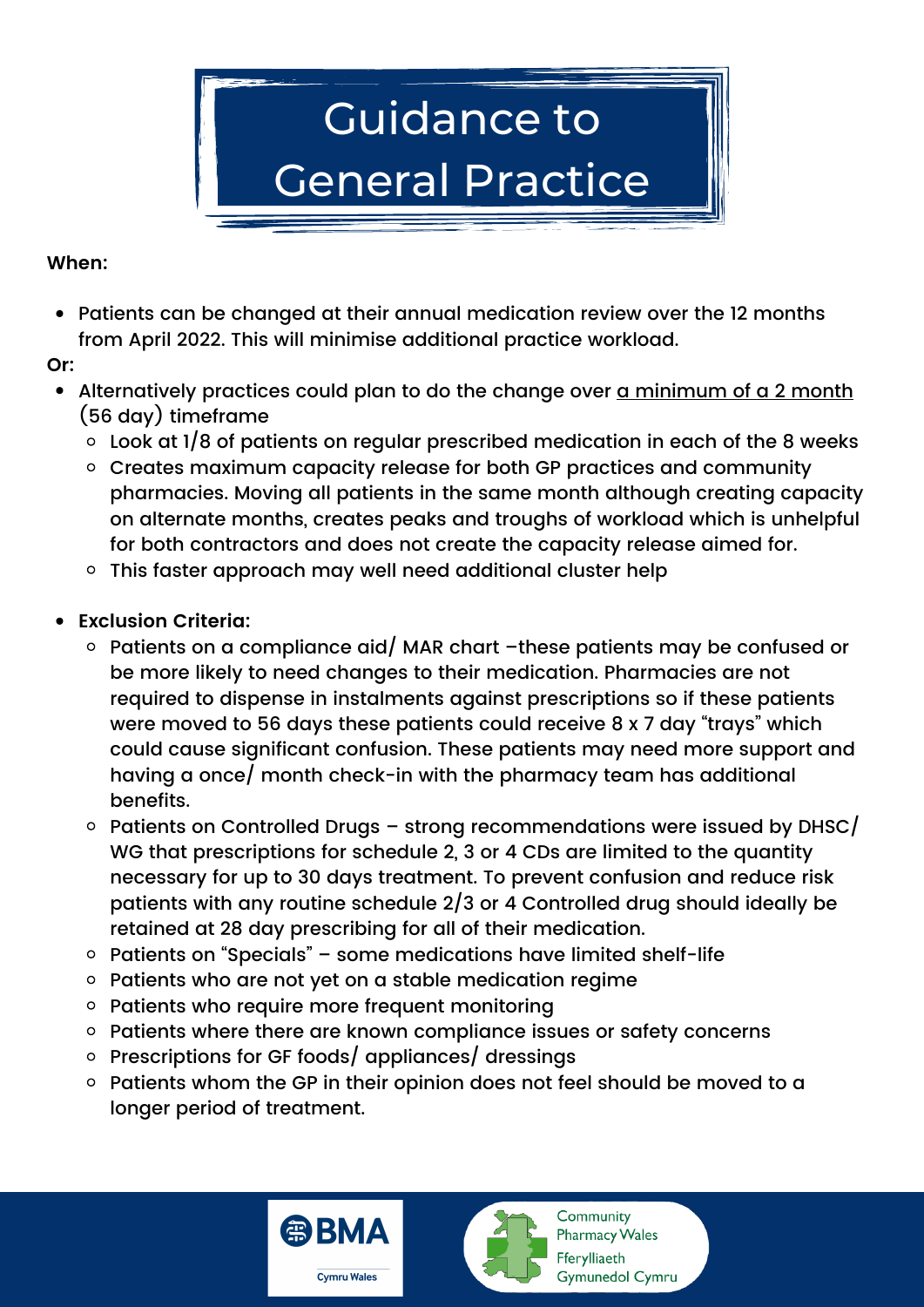# Guidance to General Practice

**When:**

- Patients can be changed at their annual medication review over the 12 months from April 2022. This will minimise additional practice workload.

**Or:**

- Alternatively practices could plan to do the change over a minimum of a 2 month (56 day) timeframe
    - Look at 1/8 of patients on regular prescribed medication in each of the 8 weeks
    - Creates maximum capacity release for both GP practices and community pharmacies. Moving all patients in the same month although creating capacity on alternate months, creates peaks and troughs of workload which is unhelpful for both contractors and does not create the capacity release aimed for.
    - This faster approach may well need additional cluster help

- **Exclusion Criteria:**
    - Patients on a compliance aid/ MAR chart –these patients may be confused or be more likely to need changes to their medication. Pharmacies are not required to dispense in instalments against prescriptions so if these patients were moved to 56 days these patients could receive 8 x 7 day "trays" which could cause significant confusion. These patients may need more support and having a once/ month check-in with the pharmacy team has additional benefits.
    - Patients on Controlled Drugs – strong recommendations were issued by DHSC/ WG that prescriptions for schedule 2, 3 or 4 CDs are limited to the quantity necessary for up to 30 days treatment. To prevent confusion and reduce risk patients with any routine schedule 2/3 or 4 Controlled drug should ideally be retained at 28 day prescribing for all of their medication.
    - Patients on "Specials" – some medications have limited shelf-life
    - Patients who are not yet on a stable medication regime
    - Patients who require more frequent monitoring
    - Patients where there are known compliance issues or safety concerns
    - Prescriptions for GF foods/ appliances/ dressings
    - Patients whom the GP in their opinion does not feel should be moved to a longer period of treatment.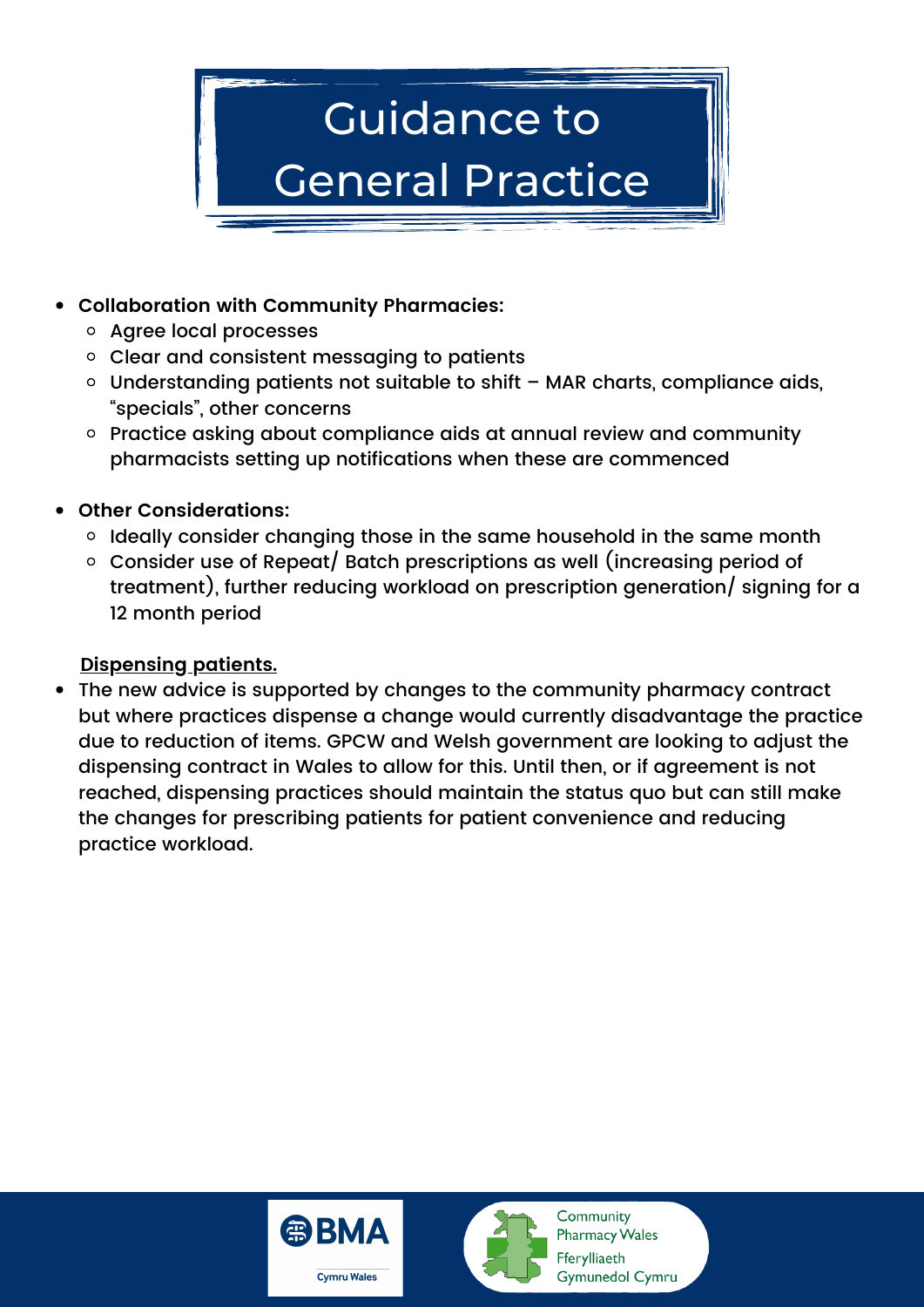# Guidance to General Practice

- **Collaboration with Community Pharmacies:**
  - Agree local processes
  - Clear and consistent messaging to patients
  - Understanding patients not suitable to shift – MAR charts, compliance aids, "specials", other concerns
  - Practice asking about compliance aids at annual review and community pharmacists setting up notifications when these are commenced

- **Other Considerations:**
  - Ideally consider changing those in the same household in the same month
  - Consider use of Repeat/ Batch prescriptions as well (increasing period of treatment), further reducing workload on prescription generation/ signing for a 12 month period

**Dispensing patients.**

- The new advice is supported by changes to the community pharmacy contract but where practices dispense a change would currently disadvantage the practice due to reduction of items. GPCW and Welsh government are looking to adjust the dispensing contract in Wales to allow for this. Until then, or if agreement is not reached, dispensing practices should maintain the status quo but can still make the changes for prescribing patients for patient convenience and reducing practice workload.

BMA Cymru Wales

Community Pharmacy Wales
Fferylliaeth Gymunedol Cymru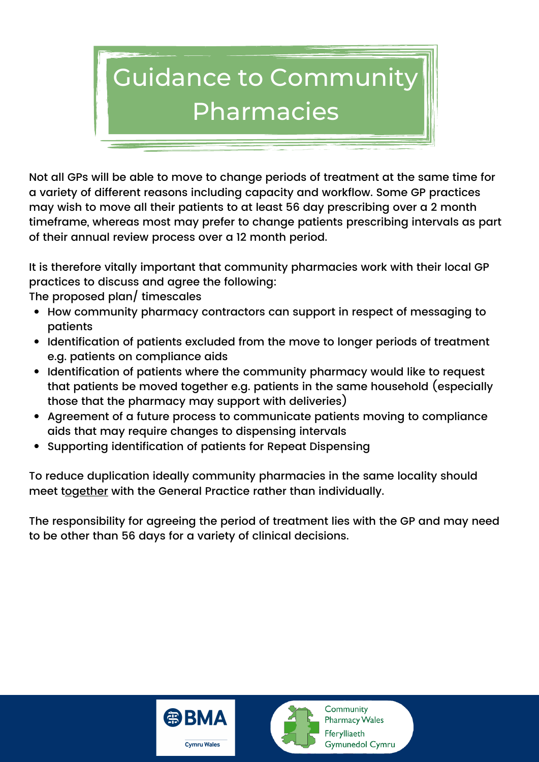# Guidance to Community Pharmacies

Not all GPs will be able to move to change periods of treatment at the same time for a variety of different reasons including capacity and workflow. Some GP practices may wish to move all their patients to at least 56 day prescribing over a 2 month timeframe, whereas most may prefer to change patients prescribing intervals as part of their annual review process over a 12 month period.

It is therefore vitally important that community pharmacies work with their local GP practices to discuss and agree the following:

The proposed plan/ timescales

- How community pharmacy contractors can support in respect of messaging to patients
- Identification of patients excluded from the move to longer periods of treatment e.g. patients on compliance aids
- Identification of patients where the community pharmacy would like to request that patients be moved together e.g. patients in the same household (especially those that the pharmacy may support with deliveries)
- Agreement of a future process to communicate patients moving to compliance aids that may require changes to dispensing intervals
- Supporting identification of patients for Repeat Dispensing

To reduce duplication ideally community pharmacies in the same locality should meet together with the General Practice rather than individually.

The responsibility for agreeing the period of treatment lies with the GP and may need to be other than 56 days for a variety of clinical decisions.

BMA Cymru Wales

Community Pharmacy Wales
Fferylliaeth Gymunedol Cymru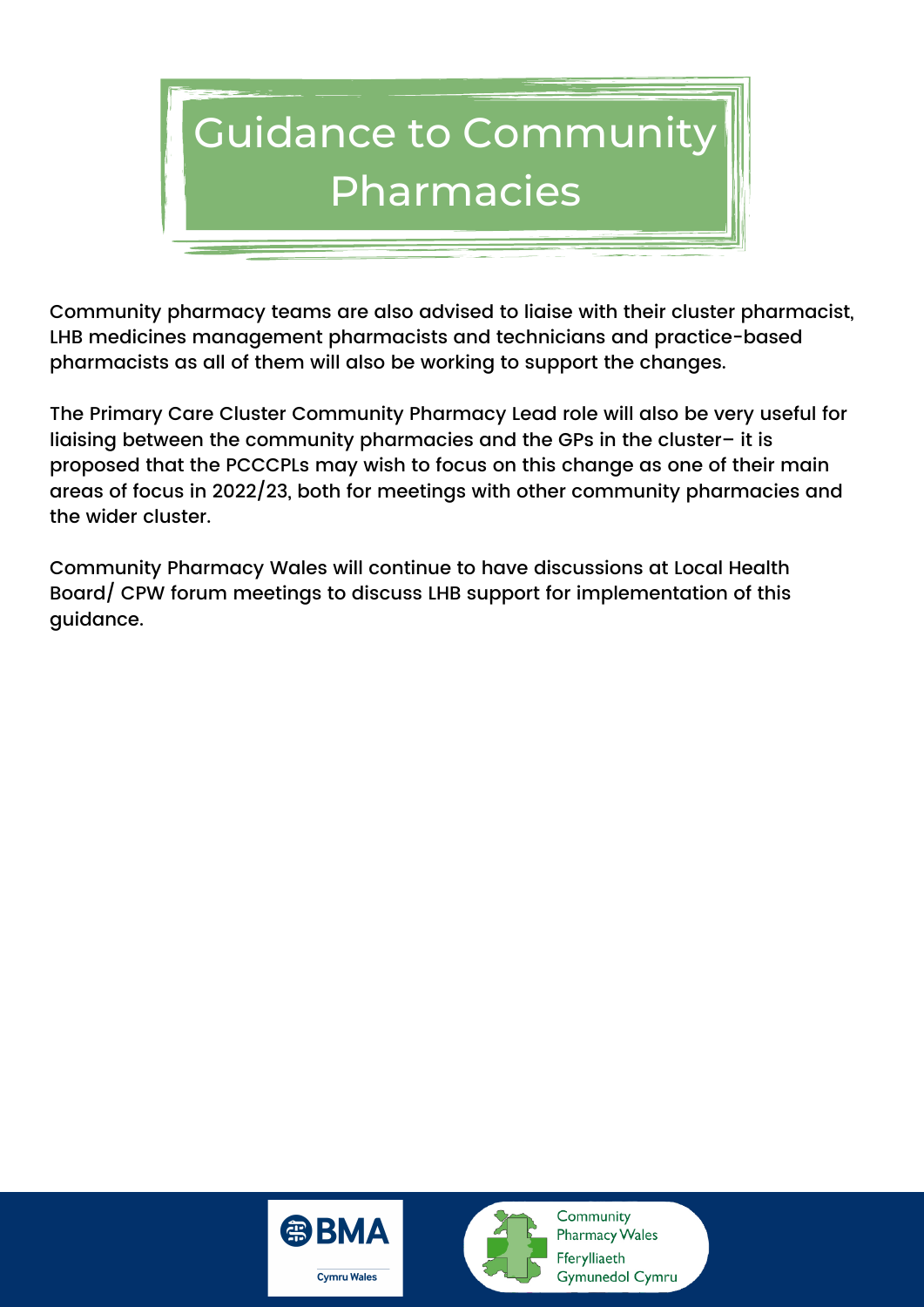# Guidance to Community Pharmacies

Community pharmacy teams are also advised to liaise with their cluster pharmacist, LHB medicines management pharmacists and technicians and practice-based pharmacists as all of them will also be working to support the changes.

The Primary Care Cluster Community Pharmacy Lead role will also be very useful for liaising between the community pharmacies and the GPs in the cluster– it is proposed that the PCCCPLs may wish to focus on this change as one of their main areas of focus in 2022/23, both for meetings with other community pharmacies and the wider cluster.

Community Pharmacy Wales will continue to have discussions at Local Health Board/ CPW forum meetings to discuss LHB support for implementation of this guidance.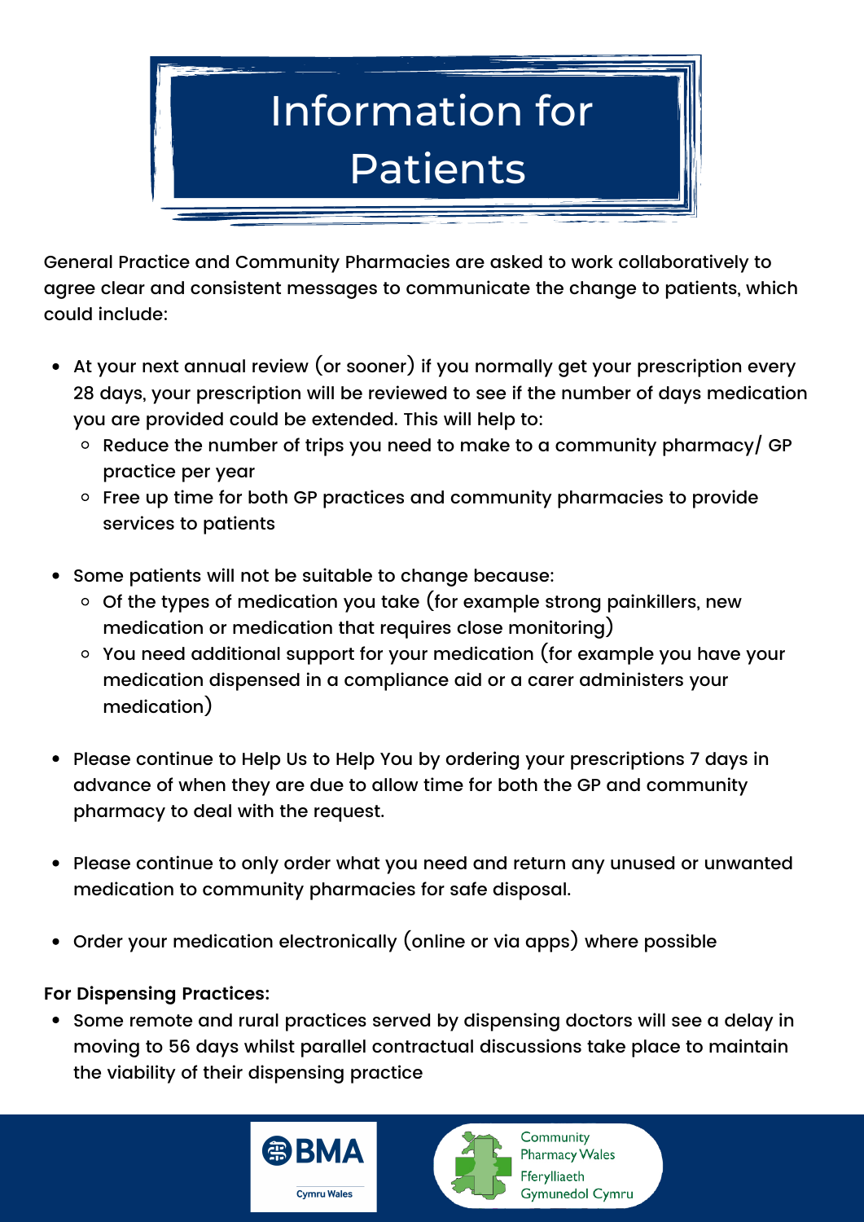# Information for Patients

General Practice and Community Pharmacies are asked to work collaboratively to agree clear and consistent messages to communicate the change to patients, which could include:

- At your next annual review (or sooner) if you normally get your prescription every 28 days, your prescription will be reviewed to see if the number of days medication you are provided could be extended. This will help to:
  - Reduce the number of trips you need to make to a community pharmacy/ GP practice per year
  - Free up time for both GP practices and community pharmacies to provide services to patients
- Some patients will not be suitable to change because:
  - Of the types of medication you take (for example strong painkillers, new medication or medication that requires close monitoring)
  - You need additional support for your medication (for example you have your medication dispensed in a compliance aid or a carer administers your medication)
- Please continue to Help Us to Help You by ordering your prescriptions 7 days in advance of when they are due to allow time for both the GP and community pharmacy to deal with the request.
- Please continue to only order what you need and return any unused or unwanted medication to community pharmacies for safe disposal.
- Order your medication electronically (online or via apps) where possible

**For Dispensing Practices:**

- Some remote and rural practices served by dispensing doctors will see a delay in moving to 56 days whilst parallel contractual discussions take place to maintain the viability of their dispensing practice

BMA Cymru Wales

Community Pharmacy Wales
Fferylliaeth Gymunedol Cymru